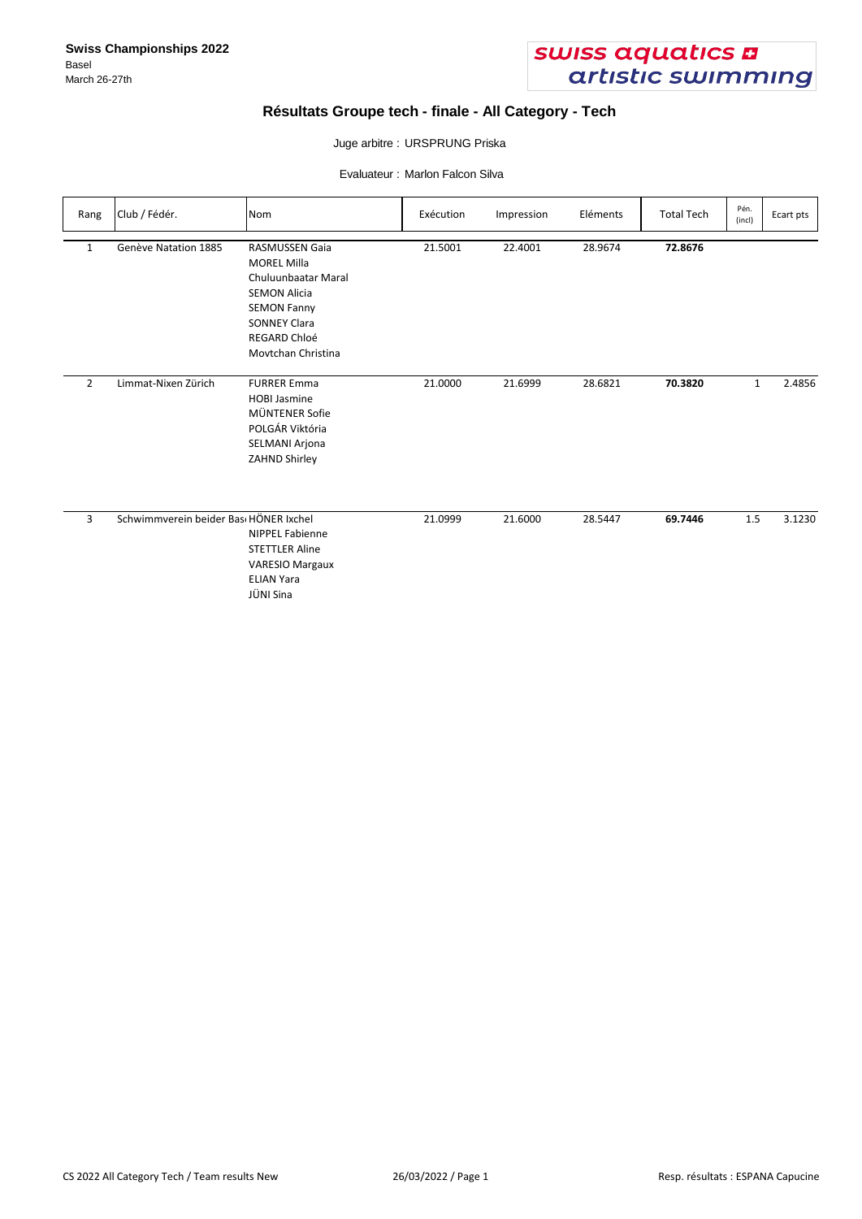**Swiss Championships 2022**
Basel
March 26-27th

swiss aquatics artistic swimming

# Résultats Groupe tech - finale - All Category - Tech

Juge arbitre : URSPRUNG Priska

Evaluateur : Marlon Falcon Silva

| Rang | Club / Fédér. | Nom | Exécution | Impression | Eléments | Total Tech | Pén. (incl) | Ecart pts |
|---|---|---|---|---|---|---|---|---|
| 1 | Genève Natation 1885 | RASMUSSEN Gaia<br>MOREL Milla<br>Chuluunbaatar Maral<br>SEMON Alicia<br>SEMON Fanny<br>SONNEY Clara<br>REGARD Chloé<br>Movtchan Christina | 21.5001 | 22.4001 | 28.9674 | **72.8676** | | |
| 2 | Limmat-Nixen Zürich | FURRER Emma<br>HOBI Jasmine<br>MÜNTENER Sofie<br>POLGÁR Viktória<br>SELMANI Arjona<br>ZAHND Shirley | 21.0000 | 21.6999 | 28.6821 | **70.3820** | 1 | 2.4856 |
| 3 | Schwimmverein beider Bası | HÖNER Ixchel<br>NIPPEL Fabienne<br>STETTLER Aline<br>VARESIO Margaux<br>ELIAN Yara<br>JÜNI Sina | 21.0999 | 21.6000 | 28.5447 | **69.7446** | 1.5 | 3.1230 |

CS 2022 All Category Tech / Team results New    26/03/2022 / Page 1    Resp. résultats : ESPANA Capucine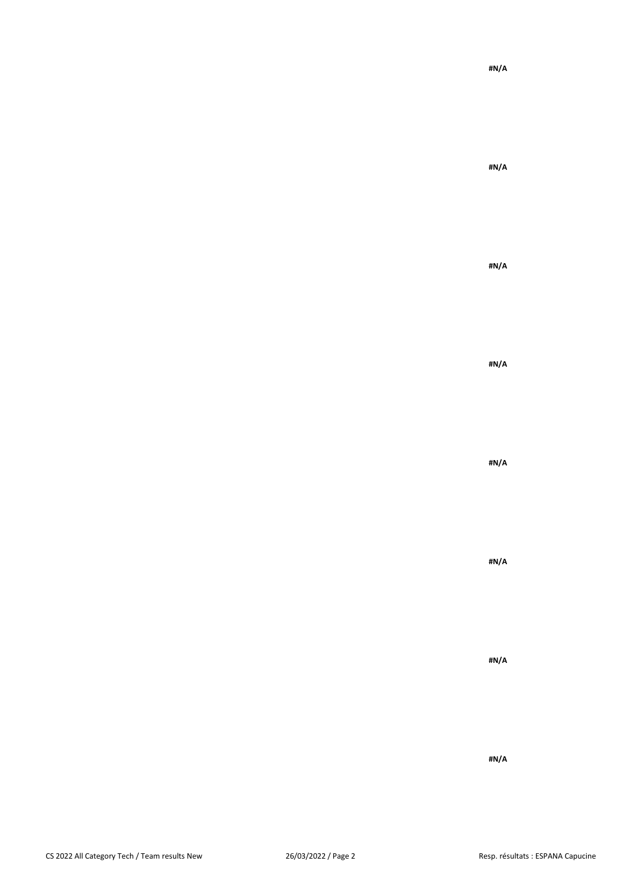#N/A

#N/A

#N/A

#N/A

#N/A

#N/A

#N/A

#N/A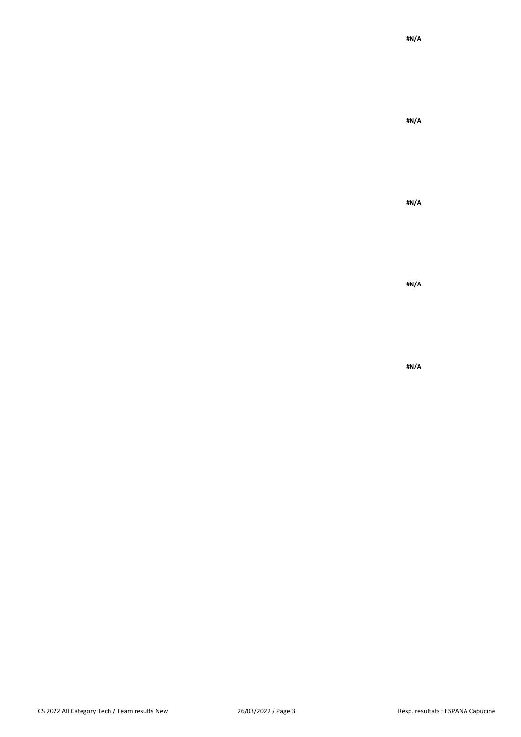**#N/A**

**#N/A**

**#N/A**

**#N/A**

**#N/A**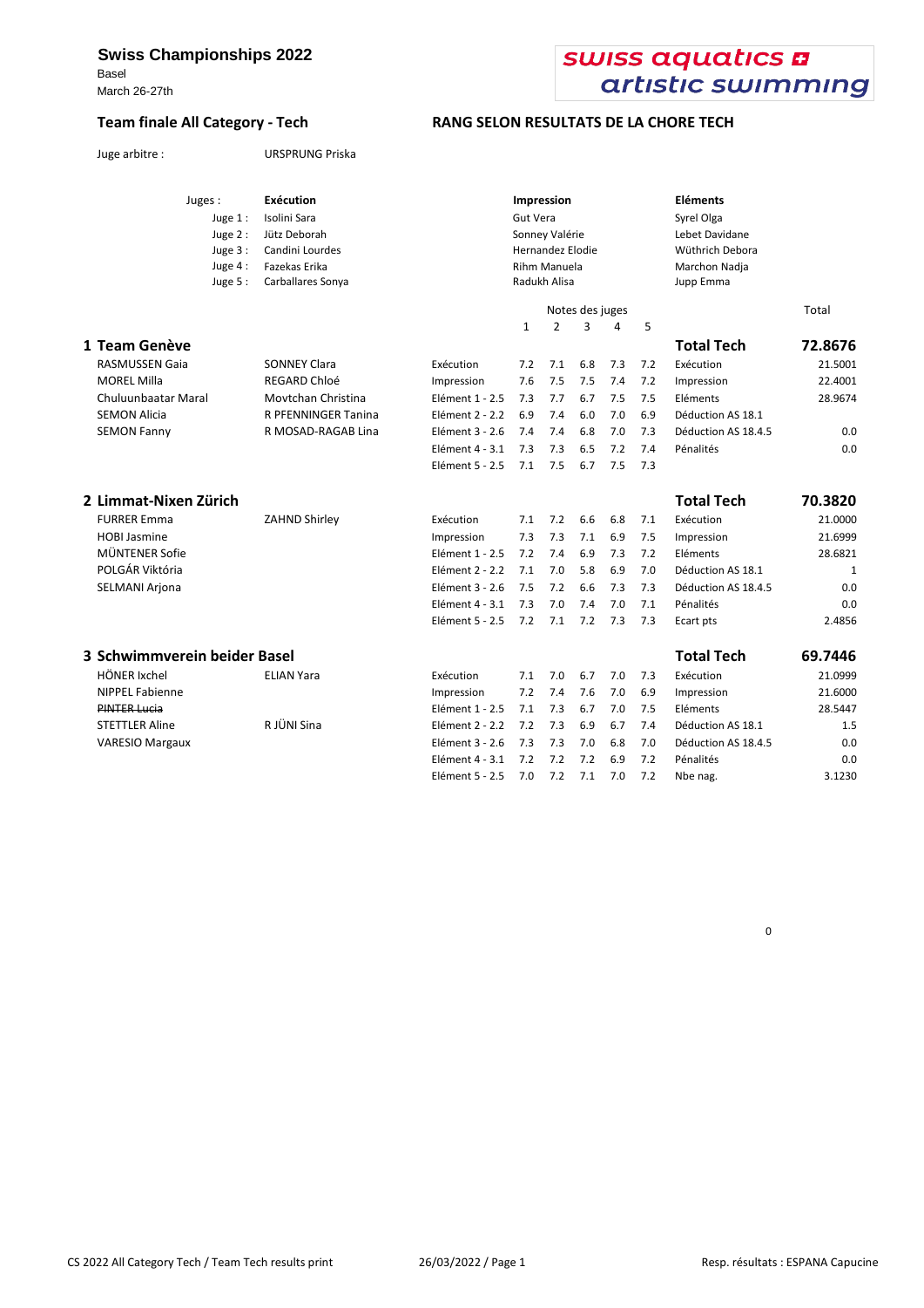## Swiss Championships 2022

Basel

March 26-27th

swiss aquatics artistic swimming

### Team finale All Category - Tech

### RANG SELON RESULTATS DE LA CHORE TECH

Juge arbitre : URSPRUNG Priska

| Juges : | Exécution | Impression | Eléments |
|---|---|---|---|
| Juge 1 : | Isolini Sara | Gut Vera | Syrel Olga |
| Juge 2 : | Jütz Deborah | Sonney Valérie | Lebet Davidane |
| Juge 3 : | Candini Lourdes | Hernandez Elodie | Wüthrich Debora |
| Juge 4 : | Fazekas Erika | Rihm Manuela | Marchon Nadja |
| Juge 5 : | Carballares Sonya | Radukh Alisa | Jupp Emma |

### 1 Team Genève

| | | Notes des juges | 1 | 2 | 3 | 4 | 5 | | Total |
|---|---|---|---|---|---|---|---|---|---|
| | | | | | | | | **Total Tech** | **72.8676** |
| RASMUSSEN Gaia | SONNEY Clara | Exécution | 7.2 | 7.1 | 6.8 | 7.3 | 7.2 | Exécution | 21.5001 |
| MOREL Milla | REGARD Chloé | Impression | 7.6 | 7.5 | 7.5 | 7.4 | 7.2 | Impression | 22.4001 |
| Chuluunbaatar Maral | Movtchan Christina | Elément 1 - 2.5 | 7.3 | 7.7 | 6.7 | 7.5 | 7.5 | Eléments | 28.9674 |
| SEMON Alicia | R PFENNINGER Tanina | Elément 2 - 2.2 | 6.9 | 7.4 | 6.0 | 7.0 | 6.9 | Déduction AS 18.1 | |
| SEMON Fanny | R MOSAD-RAGAB Lina | Elément 3 - 2.6 | 7.4 | 7.4 | 6.8 | 7.0 | 7.3 | Déduction AS 18.4.5 | 0.0 |
| | | Elément 4 - 3.1 | 7.3 | 7.3 | 6.5 | 7.2 | 7.4 | Pénalités | 0.0 |
| | | Elément 5 - 2.5 | 7.1 | 7.5 | 6.7 | 7.5 | 7.3 | | |

### 2 Limmat-Nixen Zürich

| | | | 1 | 2 | 3 | 4 | 5 | | Total |
|---|---|---|---|---|---|---|---|---|---|
| | | | | | | | | **Total Tech** | **70.3820** |
| FURRER Emma | ZAHND Shirley | Exécution | 7.1 | 7.2 | 6.6 | 6.8 | 7.1 | Exécution | 21.0000 |
| HOBI Jasmine | | Impression | 7.3 | 7.3 | 7.1 | 6.9 | 7.5 | Impression | 21.6999 |
| MÜNTENER Sofie | | Elément 1 - 2.5 | 7.2 | 7.4 | 6.9 | 7.3 | 7.2 | Eléments | 28.6821 |
| POLGÁR Viktória | | Elément 2 - 2.2 | 7.1 | 7.0 | 5.8 | 6.9 | 7.0 | Déduction AS 18.1 | 1 |
| SELMANI Arjona | | Elément 3 - 2.6 | 7.5 | 7.2 | 6.6 | 7.3 | 7.3 | Déduction AS 18.4.5 | 0.0 |
| | | Elément 4 - 3.1 | 7.3 | 7.0 | 7.4 | 7.0 | 7.1 | Pénalités | 0.0 |
| | | Elément 5 - 2.5 | 7.2 | 7.1 | 7.2 | 7.3 | 7.3 | Ecart pts | 2.4856 |

### 3 Schwimmverein beider Basel

| | | | 1 | 2 | 3 | 4 | 5 | | Total |
|---|---|---|---|---|---|---|---|---|---|
| | | | | | | | | **Total Tech** | **69.7446** |
| HÖNER Ixchel | ELIAN Yara | Exécution | 7.1 | 7.0 | 6.7 | 7.0 | 7.3 | Exécution | 21.0999 |
| NIPPEL Fabienne | | Impression | 7.2 | 7.4 | 7.6 | 7.0 | 6.9 | Impression | 21.6000 |
| ~~PINTER Lucia~~ | | Elément 1 - 2.5 | 7.1 | 7.3 | 6.7 | 7.0 | 7.5 | Eléments | 28.5447 |
| STETTLER Aline | R JÜNI Sina | Elément 2 - 2.2 | 7.2 | 7.3 | 6.9 | 6.7 | 7.4 | Déduction AS 18.1 | 1.5 |
| VARESIO Margaux | | Elément 3 - 2.6 | 7.3 | 7.3 | 7.0 | 6.8 | 7.0 | Déduction AS 18.4.5 | 0.0 |
| | | Elément 4 - 3.1 | 7.2 | 7.2 | 7.2 | 6.9 | 7.2 | Pénalités | 0.0 |
| | | Elément 5 - 2.5 | 7.0 | 7.2 | 7.1 | 7.0 | 7.2 | Nbe nag. | 3.1230 |

0

CS 2022 All Category Tech / Team Tech results print — 26/03/2022 / Page 1 — Resp. résultats : ESPANA Capucine